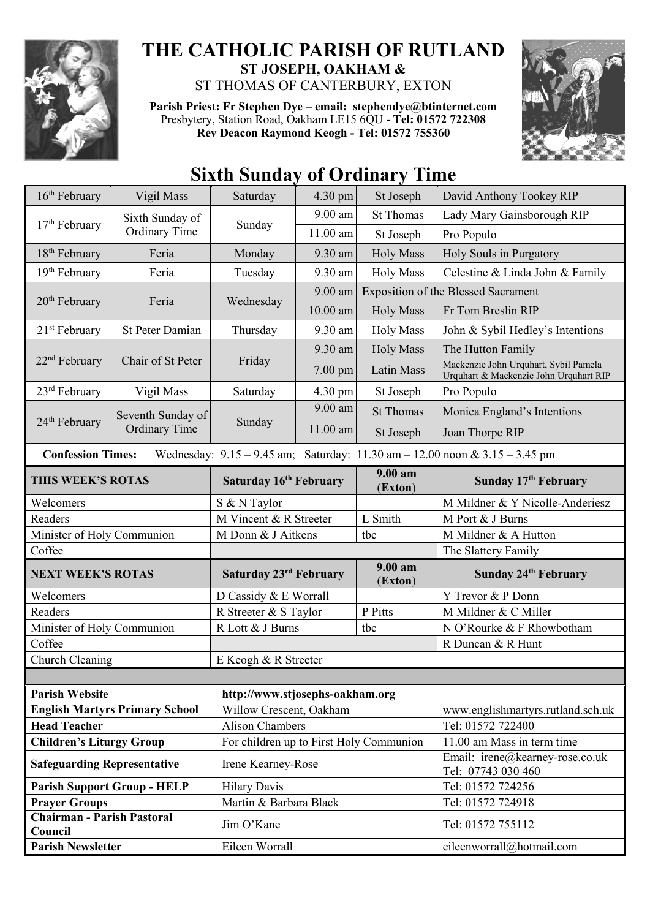# THE CATHOLIC PARISH OF RUTLAND

**ST JOSEPH, OAKHAM &**

ST THOMAS OF CANTERBURY, EXTON

**Parish Priest: Fr Stephen Dye** – **email: stephendye@btinternet.com**
Presbytery, Station Road, Oakham LE15 6QU - **Tel: 01572 722308**
**Rev Deacon Raymond Keogh - Tel: 01572 755360**

## Sixth Sunday of Ordinary Time

| | | | | | |
|---|---|---|---|---|---|
| 16th February | Vigil Mass | Saturday | 4.30 pm | St Joseph | David Anthony Tookey RIP |
| 17th February | Sixth Sunday of Ordinary Time | Sunday | 9.00 am | St Thomas | Lady Mary Gainsborough RIP |
| | | | 11.00 am | St Joseph | Pro Populo |
| 18th February | Feria | Monday | 9.30 am | Holy Mass | Holy Souls in Purgatory |
| 19th February | Feria | Tuesday | 9.30 am | Holy Mass | Celestine & Linda John & Family |
| 20th February | Feria | Wednesday | 9.00 am | Exposition of the Blessed Sacrament | |
| | | | 10.00 am | Holy Mass | Fr Tom Breslin RIP |
| 21st February | St Peter Damian | Thursday | 9.30 am | Holy Mass | John & Sybil Hedley's Intentions |
| 22nd February | Chair of St Peter | Friday | 9.30 am | Holy Mass | The Hutton Family |
| | | | 7.00 pm | Latin Mass | Mackenzie John Urquhart, Sybil Pamela Urquhart & Mackenzie John Urquhart RIP |
| 23rd February | Vigil Mass | Saturday | 4.30 pm | St Joseph | Pro Populo |
| 24th February | Seventh Sunday of Ordinary Time | Sunday | 9.00 am | St Thomas | Monica England's Intentions |
| | | | 11.00 am | St Joseph | Joan Thorpe RIP |

**Confession Times:** Wednesday: 9.15 – 9.45 am; Saturday: 11.30 am – 12.00 noon & 3.15 – 3.45 pm

| **THIS WEEK'S ROTAS** | **Saturday 16th February** | **9.00 am (Exton)** | **Sunday 17th February** |
|---|---|---|---|
| Welcomers | S & N Taylor | | M Mildner & Y Nicolle-Anderiesz |
| Readers | M Vincent & R Streeter | L Smith | M Port & J Burns |
| Minister of Holy Communion | M Donn & J Aitkens | tbc | M Mildner & A Hutton |
| Coffee | | | The Slattery Family |
| **NEXT WEEK'S ROTAS** | **Saturday 23rd February** | **9.00 am (Exton)** | **Sunday 24th February** |
| Welcomers | D Cassidy & E Worrall | | Y Trevor & P Donn |
| Readers | R Streeter & S Taylor | P Pitts | M Mildner & C Miller |
| Minister of Holy Communion | R Lott & J Burns | tbc | N O'Rourke & F Rhowbotham |
| Coffee | | | R Duncan & R Hunt |
| Church Cleaning | E Keogh & R Streeter | | |

| | | |
|---|---|---|
| **Parish Website** | **http://www.stjosephs-oakham.org** | |
| **English Martyrs Primary School** | Willow Crescent, Oakham | www.englishmartyrs.rutland.sch.uk |
| **Head Teacher** | Alison Chambers | Tel: 01572 722400 |
| **Children's Liturgy Group** | For children up to First Holy Communion | 11.00 am Mass in term time |
| **Safeguarding Representative** | Irene Kearney-Rose | Email: irene@kearney-rose.co.uk Tel: 07743 030 460 |
| **Parish Support Group - HELP** | Hilary Davis | Tel: 01572 724256 |
| **Prayer Groups** | Martin & Barbara Black | Tel: 01572 724918 |
| **Chairman - Parish Pastoral Council** | Jim O'Kane | Tel: 01572 755112 |
| **Parish Newsletter** | Eileen Worrall | eileenworrall@hotmail.com |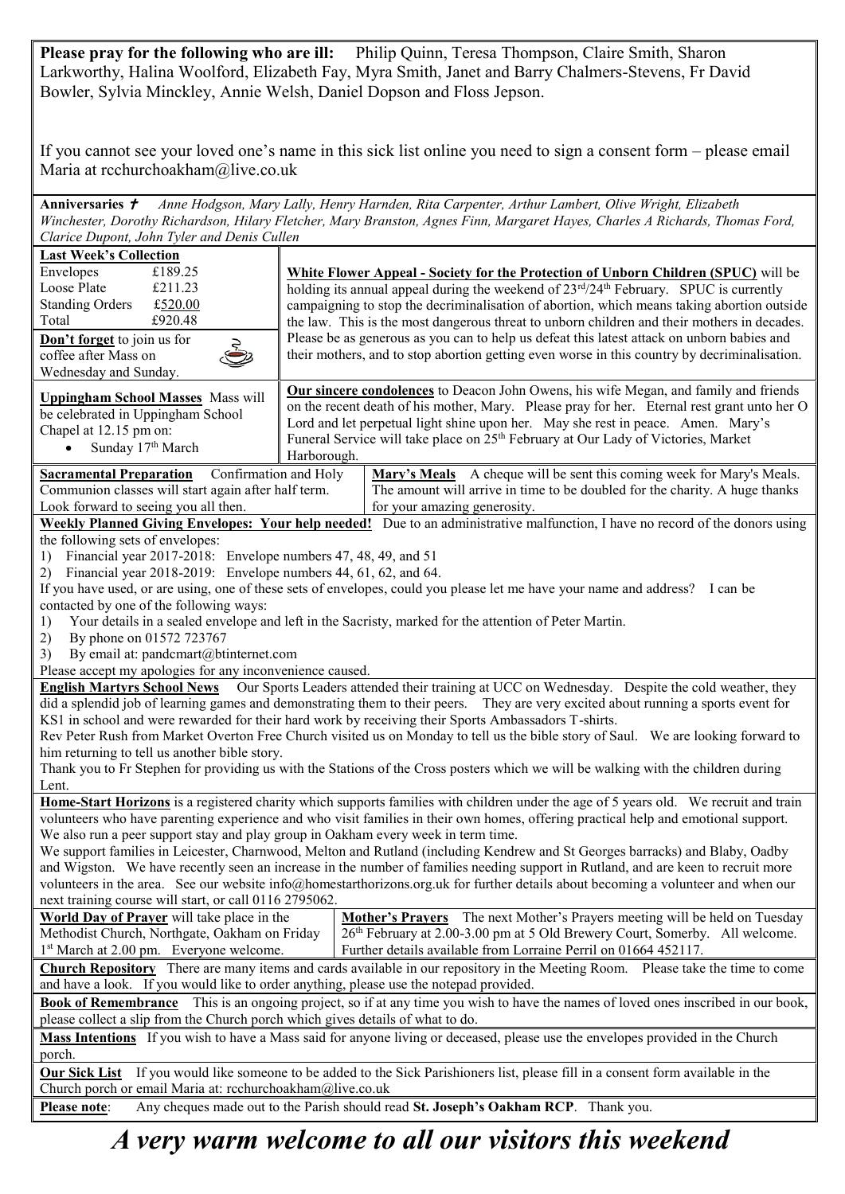**Please pray for the following who are ill:** Philip Quinn, Teresa Thompson, Claire Smith, Sharon Larkworthy, Halina Woolford, Elizabeth Fay, Myra Smith, Janet and Barry Chalmers-Stevens, Fr David Bowler, Sylvia Minckley, Annie Welsh, Daniel Dopson and Floss Jepson.

If you cannot see your loved one's name in this sick list online you need to sign a consent form – please email Maria at rcchurchoakham@live.co.uk

**Anniversaries** ✝ *Anne Hodgson, Mary Lally, Henry Harnden, Rita Carpenter, Arthur Lambert, Olive Wright, Elizabeth Winchester, Dorothy Richardson, Hilary Fletcher, Mary Branston, Agnes Finn, Margaret Hayes, Charles A Richards, Thomas Ford, Clarice Dupont, John Tyler and Denis Cullen*

**Last Week's Collection**

| | |
|---|---|
| Envelopes | £189.25 |
| Loose Plate | £211.23 |
| Standing Orders | £520.00 |
| Total | £920.48 |

**Don't forget** to join us for coffee after Mass on Wednesday and Sunday.

**White Flower Appeal - Society for the Protection of Unborn Children (SPUC)** will be holding its annual appeal during the weekend of 23rd/24th February. SPUC is currently campaigning to stop the decriminalisation of abortion, which means taking abortion outside the law. This is the most dangerous threat to unborn children and their mothers in decades. Please be as generous as you can to help us defeat this latest attack on unborn babies and their mothers, and to stop abortion getting even worse in this country by decriminalisation.

**Uppingham School Masses** Mass will be celebrated in Uppingham School Chapel at 12.15 pm on:

- Sunday 17th March

**Our sincere condolences** to Deacon John Owens, his wife Megan, and family and friends on the recent death of his mother, Mary. Please pray for her. Eternal rest grant unto her O Lord and let perpetual light shine upon her. May she rest in peace. Amen. Mary's Funeral Service will take place on 25th February at Our Lady of Victories, Market Harborough.

**Sacramental Preparation** Confirmation and Holy Communion classes will start again after half term. Look forward to seeing you all then.

**Mary's Meals** A cheque will be sent this coming week for Mary's Meals. The amount will arrive in time to be doubled for the charity. A huge thanks for your amazing generosity.

**Weekly Planned Giving Envelopes: Your help needed!** Due to an administrative malfunction, I have no record of the donors using the following sets of envelopes:

1) Financial year 2017-2018: Envelope numbers 47, 48, 49, and 51
2) Financial year 2018-2019: Envelope numbers 44, 61, 62, and 64.

If you have used, or are using, one of these sets of envelopes, could you please let me have your name and address? I can be contacted by one of the following ways:

1) Your details in a sealed envelope and left in the Sacristy, marked for the attention of Peter Martin.
2) By phone on 01572 723767
3) By email at: pandcmart@btinternet.com

Please accept my apologies for any inconvenience caused.

**English Martyrs School News** Our Sports Leaders attended their training at UCC on Wednesday. Despite the cold weather, they did a splendid job of learning games and demonstrating them to their peers. They are very excited about running a sports event for KS1 in school and were rewarded for their hard work by receiving their Sports Ambassadors T-shirts.

Rev Peter Rush from Market Overton Free Church visited us on Monday to tell us the bible story of Saul. We are looking forward to him returning to tell us another bible story.

Thank you to Fr Stephen for providing us with the Stations of the Cross posters which we will be walking with the children during Lent.

**Home-Start Horizons** is a registered charity which supports families with children under the age of 5 years old. We recruit and train volunteers who have parenting experience and who visit families in their own homes, offering practical help and emotional support. We also run a peer support stay and play group in Oakham every week in term time.

We support families in Leicester, Charnwood, Melton and Rutland (including Kendrew and St Georges barracks) and Blaby, Oadby and Wigston. We have recently seen an increase in the number of families needing support in Rutland, and are keen to recruit more volunteers in the area. See our website info@homestarthorizons.org.uk for further details about becoming a volunteer and when our next training course will start, or call 0116 2795062.

**World Day of Prayer** will take place in the Methodist Church, Northgate, Oakham on Friday 1st March at 2.00 pm. Everyone welcome.

**Mother's Prayers** The next Mother's Prayers meeting will be held on Tuesday 26th February at 2.00-3.00 pm at 5 Old Brewery Court, Somerby. All welcome. Further details available from Lorraine Perril on 01664 452117.

**Church Repository** There are many items and cards available in our repository in the Meeting Room. Please take the time to come and have a look. If you would like to order anything, please use the notepad provided.

**Book of Remembrance** This is an ongoing project, so if at any time you wish to have the names of loved ones inscribed in our book, please collect a slip from the Church porch which gives details of what to do.

**Mass Intentions** If you wish to have a Mass said for anyone living or deceased, please use the envelopes provided in the Church porch.

**Our Sick List** If you would like someone to be added to the Sick Parishioners list, please fill in a consent form available in the Church porch or email Maria at: rcchurchoakham@live.co.uk

**Please note**: Any cheques made out to the Parish should read **St. Joseph's Oakham RCP**. Thank you.

## *A very warm welcome to all our visitors this weekend*